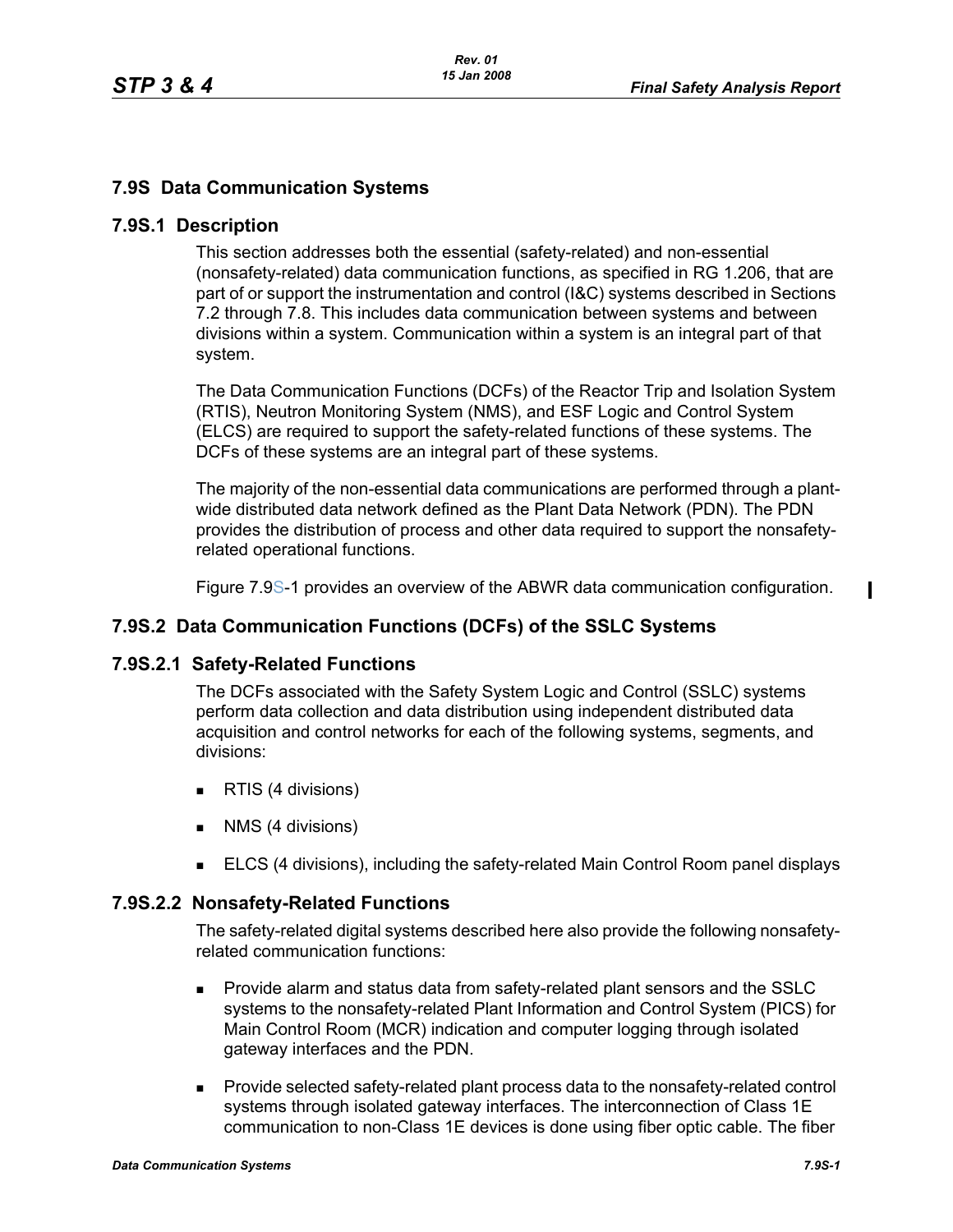## 7.9S Data Communication Systems

### 7.9S.1 Description

This section addresses both the essential (safety-related) and non-essential (nonsafety-related) data communication functions, as specified in RG 1.206, that are part of or support the instrumentation and control (I&C) systems described in Sections 7.2 through 7.8. This includes data communication between systems and between divisions within a system. Communication within a system is an integral part of that system.

The Data Communication Functions (DCFs) of the Reactor Trip and Isolation System (RTIS), Neutron Monitoring System (NMS), and ESF Logic and Control System (ELCS) are required to support the safety-related functions of these systems. The DCFs of these systems are an integral part of these systems.

The majority of the non-essential data communications are performed through a plant-wide distributed data network defined as the Plant Data Network (PDN). The PDN provides the distribution of process and other data required to support the nonsafety-related operational functions.

Figure 7.9S-1 provides an overview of the ABWR data communication configuration.

### 7.9S.2 Data Communication Functions (DCFs) of the SSLC Systems

#### 7.9S.2.1 Safety-Related Functions

The DCFs associated with the Safety System Logic and Control (SSLC) systems perform data collection and data distribution using independent distributed data acquisition and control networks for each of the following systems, segments, and divisions:

- RTIS (4 divisions)
- NMS (4 divisions)
- ELCS (4 divisions), including the safety-related Main Control Room panel displays

#### 7.9S.2.2 Nonsafety-Related Functions

The safety-related digital systems described here also provide the following nonsafety-related communication functions:

- Provide alarm and status data from safety-related plant sensors and the SSLC systems to the nonsafety-related Plant Information and Control System (PICS) for Main Control Room (MCR) indication and computer logging through isolated gateway interfaces and the PDN.
- Provide selected safety-related plant process data to the nonsafety-related control systems through isolated gateway interfaces. The interconnection of Class 1E communication to non-Class 1E devices is done using fiber optic cable. The fiber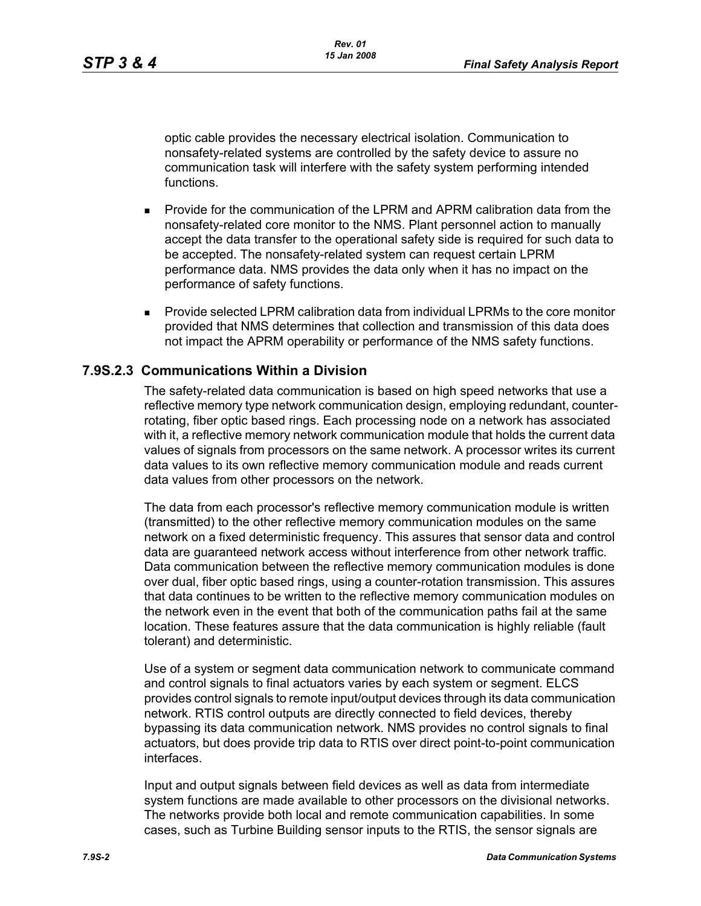optic cable provides the necessary electrical isolation. Communication to nonsafety-related systems are controlled by the safety device to assure no communication task will interfere with the safety system performing intended functions.

- Provide for the communication of the LPRM and APRM calibration data from the nonsafety-related core monitor to the NMS. Plant personnel action to manually accept the data transfer to the operational safety side is required for such data to be accepted. The nonsafety-related system can request certain LPRM performance data. NMS provides the data only when it has no impact on the performance of safety functions.
- Provide selected LPRM calibration data from individual LPRMs to the core monitor provided that NMS determines that collection and transmission of this data does not impact the APRM operability or performance of the NMS safety functions.

### 7.9S.2.3 Communications Within a Division

The safety-related data communication is based on high speed networks that use a reflective memory type network communication design, employing redundant, counter-rotating, fiber optic based rings. Each processing node on a network has associated with it, a reflective memory network communication module that holds the current data values of signals from processors on the same network. A processor writes its current data values to its own reflective memory communication module and reads current data values from other processors on the network.

The data from each processor's reflective memory communication module is written (transmitted) to the other reflective memory communication modules on the same network on a fixed deterministic frequency. This assures that sensor data and control data are guaranteed network access without interference from other network traffic. Data communication between the reflective memory communication modules is done over dual, fiber optic based rings, using a counter-rotation transmission. This assures that data continues to be written to the reflective memory communication modules on the network even in the event that both of the communication paths fail at the same location. These features assure that the data communication is highly reliable (fault tolerant) and deterministic.

Use of a system or segment data communication network to communicate command and control signals to final actuators varies by each system or segment. ELCS provides control signals to remote input/output devices through its data communication network. RTIS control outputs are directly connected to field devices, thereby bypassing its data communication network. NMS provides no control signals to final actuators, but does provide trip data to RTIS over direct point-to-point communication interfaces.

Input and output signals between field devices as well as data from intermediate system functions are made available to other processors on the divisional networks. The networks provide both local and remote communication capabilities. In some cases, such as Turbine Building sensor inputs to the RTIS, the sensor signals are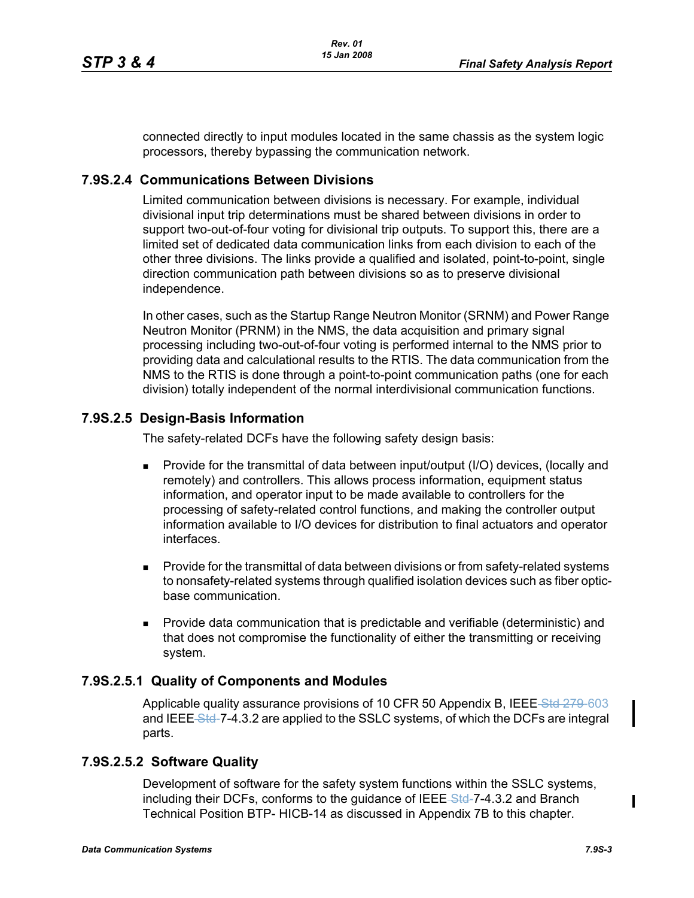connected directly to input modules located in the same chassis as the system logic processors, thereby bypassing the communication network.

### 7.9S.2.4 Communications Between Divisions

Limited communication between divisions is necessary. For example, individual divisional input trip determinations must be shared between divisions in order to support two-out-of-four voting for divisional trip outputs. To support this, there are a limited set of dedicated data communication links from each division to each of the other three divisions. The links provide a qualified and isolated, point-to-point, single direction communication path between divisions so as to preserve divisional independence.

In other cases, such as the Startup Range Neutron Monitor (SRNM) and Power Range Neutron Monitor (PRNM) in the NMS, the data acquisition and primary signal processing including two-out-of-four voting is performed internal to the NMS prior to providing data and calculational results to the RTIS. The data communication from the NMS to the RTIS is done through a point-to-point communication paths (one for each division) totally independent of the normal interdivisional communication functions.

### 7.9S.2.5 Design-Basis Information

The safety-related DCFs have the following safety design basis:

- Provide for the transmittal of data between input/output (I/O) devices, (locally and remotely) and controllers. This allows process information, equipment status information, and operator input to be made available to controllers for the processing of safety-related control functions, and making the controller output information available to I/O devices for distribution to final actuators and operator interfaces.
- Provide for the transmittal of data between divisions or from safety-related systems to nonsafety-related systems through qualified isolation devices such as fiber optic-base communication.
- Provide data communication that is predictable and verifiable (deterministic) and that does not compromise the functionality of either the transmitting or receiving system.

#### 7.9S.2.5.1 Quality of Components and Modules

Applicable quality assurance provisions of 10 CFR 50 Appendix B, IEEE ~~Std 279~~ 603 and IEEE ~~Std~~ 7-4.3.2 are applied to the SSLC systems, of which the DCFs are integral parts.

#### 7.9S.2.5.2 Software Quality

Development of software for the safety system functions within the SSLC systems, including their DCFs, conforms to the guidance of IEEE ~~Std~~ 7-4.3.2 and Branch Technical Position BTP- HICB-14 as discussed in Appendix 7B to this chapter.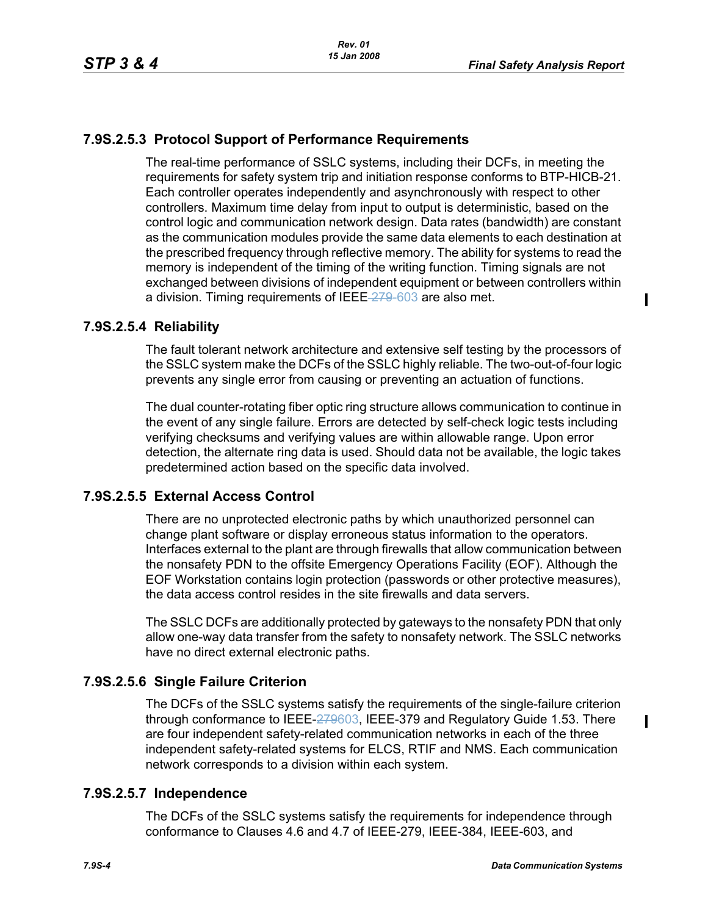### 7.9S.2.5.3 Protocol Support of Performance Requirements

The real-time performance of SSLC systems, including their DCFs, in meeting the requirements for safety system trip and initiation response conforms to BTP-HICB-21. Each controller operates independently and asynchronously with respect to other controllers. Maximum time delay from input to output is deterministic, based on the control logic and communication network design. Data rates (bandwidth) are constant as the communication modules provide the same data elements to each destination at the prescribed frequency through reflective memory. The ability for systems to read the memory is independent of the timing of the writing function. Timing signals are not exchanged between divisions of independent equipment or between controllers within a division. Timing requirements of IEEE~~-279~~-603 are also met.

### 7.9S.2.5.4 Reliability

The fault tolerant network architecture and extensive self testing by the processors of the SSLC system make the DCFs of the SSLC highly reliable. The two-out-of-four logic prevents any single error from causing or preventing an actuation of functions.

The dual counter-rotating fiber optic ring structure allows communication to continue in the event of any single failure. Errors are detected by self-check logic tests including verifying checksums and verifying values are within allowable range. Upon error detection, the alternate ring data is used. Should data not be available, the logic takes predetermined action based on the specific data involved.

### 7.9S.2.5.5 External Access Control

There are no unprotected electronic paths by which unauthorized personnel can change plant software or display erroneous status information to the operators. Interfaces external to the plant are through firewalls that allow communication between the nonsafety PDN to the offsite Emergency Operations Facility (EOF). Although the EOF Workstation contains login protection (passwords or other protective measures), the data access control resides in the site firewalls and data servers.

The SSLC DCFs are additionally protected by gateways to the nonsafety PDN that only allow one-way data transfer from the safety to nonsafety network. The SSLC networks have no direct external electronic paths.

### 7.9S.2.5.6 Single Failure Criterion

The DCFs of the SSLC systems satisfy the requirements of the single-failure criterion through conformance to IEEE-~~279~~603, IEEE-379 and Regulatory Guide 1.53. There are four independent safety-related communication networks in each of the three independent safety-related systems for ELCS, RTIF and NMS. Each communication network corresponds to a division within each system.

### 7.9S.2.5.7 Independence

The DCFs of the SSLC systems satisfy the requirements for independence through conformance to Clauses 4.6 and 4.7 of IEEE-279, IEEE-384, IEEE-603, and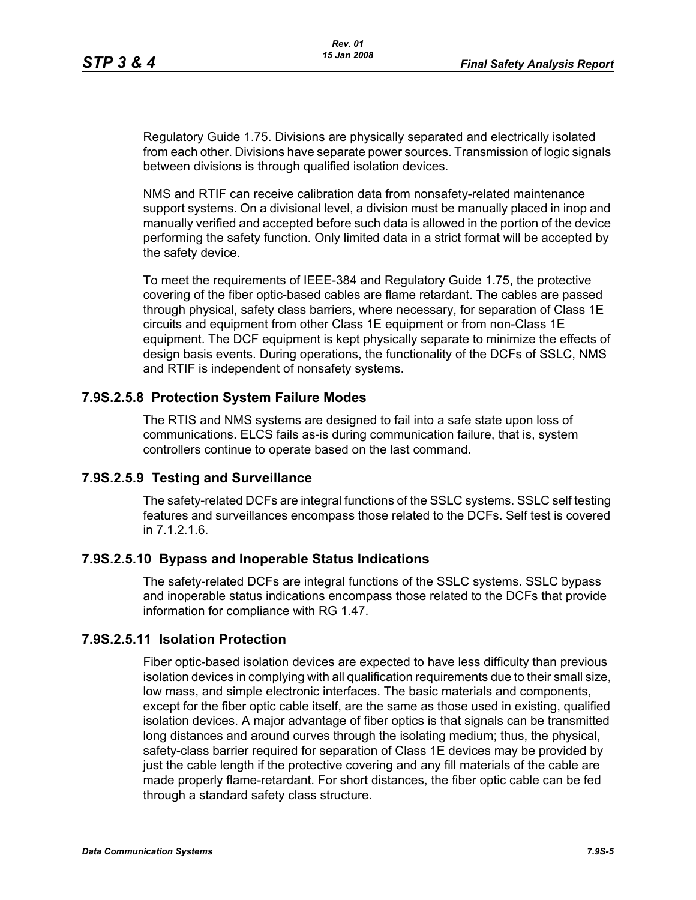Regulatory Guide 1.75. Divisions are physically separated and electrically isolated from each other. Divisions have separate power sources. Transmission of logic signals between divisions is through qualified isolation devices.

NMS and RTIF can receive calibration data from nonsafety-related maintenance support systems. On a divisional level, a division must be manually placed in inop and manually verified and accepted before such data is allowed in the portion of the device performing the safety function. Only limited data in a strict format will be accepted by the safety device.

To meet the requirements of IEEE-384 and Regulatory Guide 1.75, the protective covering of the fiber optic-based cables are flame retardant. The cables are passed through physical, safety class barriers, where necessary, for separation of Class 1E circuits and equipment from other Class 1E equipment or from non-Class 1E equipment. The DCF equipment is kept physically separate to minimize the effects of design basis events. During operations, the functionality of the DCFs of SSLC, NMS and RTIF is independent of nonsafety systems.

### 7.9S.2.5.8 Protection System Failure Modes

The RTIS and NMS systems are designed to fail into a safe state upon loss of communications. ELCS fails as-is during communication failure, that is, system controllers continue to operate based on the last command.

### 7.9S.2.5.9 Testing and Surveillance

The safety-related DCFs are integral functions of the SSLC systems. SSLC self testing features and surveillances encompass those related to the DCFs. Self test is covered in 7.1.2.1.6.

### 7.9S.2.5.10 Bypass and Inoperable Status Indications

The safety-related DCFs are integral functions of the SSLC systems. SSLC bypass and inoperable status indications encompass those related to the DCFs that provide information for compliance with RG 1.47.

### 7.9S.2.5.11 Isolation Protection

Fiber optic-based isolation devices are expected to have less difficulty than previous isolation devices in complying with all qualification requirements due to their small size, low mass, and simple electronic interfaces. The basic materials and components, except for the fiber optic cable itself, are the same as those used in existing, qualified isolation devices. A major advantage of fiber optics is that signals can be transmitted long distances and around curves through the isolating medium; thus, the physical, safety-class barrier required for separation of Class 1E devices may be provided by just the cable length if the protective covering and any fill materials of the cable are made properly flame-retardant. For short distances, the fiber optic cable can be fed through a standard safety class structure.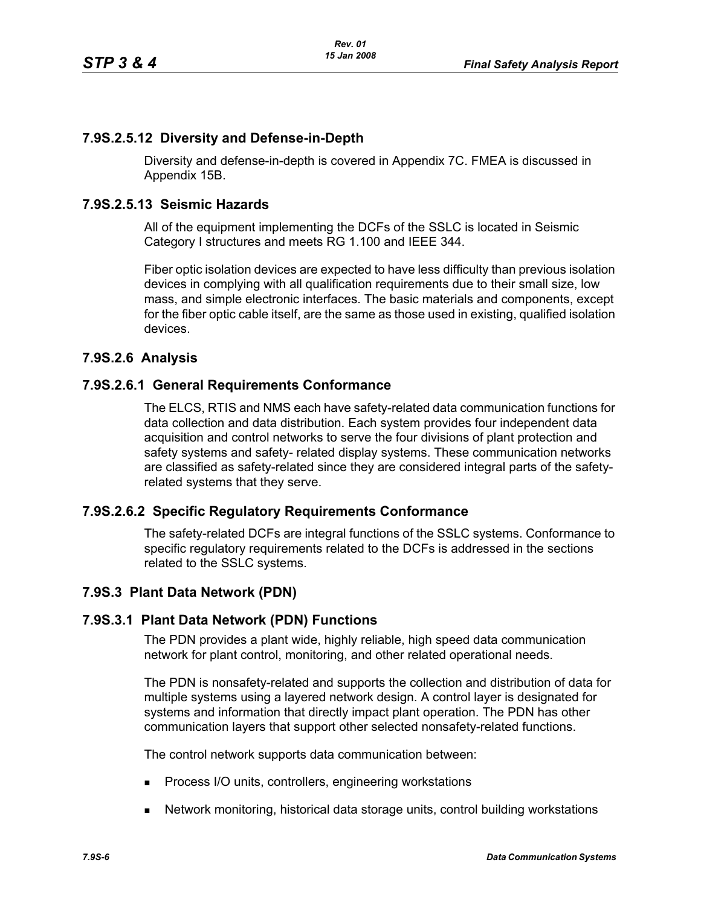### 7.9S.2.5.12 Diversity and Defense-in-Depth

Diversity and defense-in-depth is covered in Appendix 7C. FMEA is discussed in Appendix 15B.

### 7.9S.2.5.13 Seismic Hazards

All of the equipment implementing the DCFs of the SSLC is located in Seismic Category I structures and meets RG 1.100 and IEEE 344.

Fiber optic isolation devices are expected to have less difficulty than previous isolation devices in complying with all qualification requirements due to their small size, low mass, and simple electronic interfaces. The basic materials and components, except for the fiber optic cable itself, are the same as those used in existing, qualified isolation devices.

## 7.9S.2.6 Analysis

### 7.9S.2.6.1 General Requirements Conformance

The ELCS, RTIS and NMS each have safety-related data communication functions for data collection and data distribution. Each system provides four independent data acquisition and control networks to serve the four divisions of plant protection and safety systems and safety- related display systems. These communication networks are classified as safety-related since they are considered integral parts of the safety-related systems that they serve.

### 7.9S.2.6.2 Specific Regulatory Requirements Conformance

The safety-related DCFs are integral functions of the SSLC systems. Conformance to specific regulatory requirements related to the DCFs is addressed in the sections related to the SSLC systems.

# 7.9S.3 Plant Data Network (PDN)

## 7.9S.3.1 Plant Data Network (PDN) Functions

The PDN provides a plant wide, highly reliable, high speed data communication network for plant control, monitoring, and other related operational needs.

The PDN is nonsafety-related and supports the collection and distribution of data for multiple systems using a layered network design. A control layer is designated for systems and information that directly impact plant operation. The PDN has other communication layers that support other selected nonsafety-related functions.

The control network supports data communication between:

- Process I/O units, controllers, engineering workstations
- Network monitoring, historical data storage units, control building workstations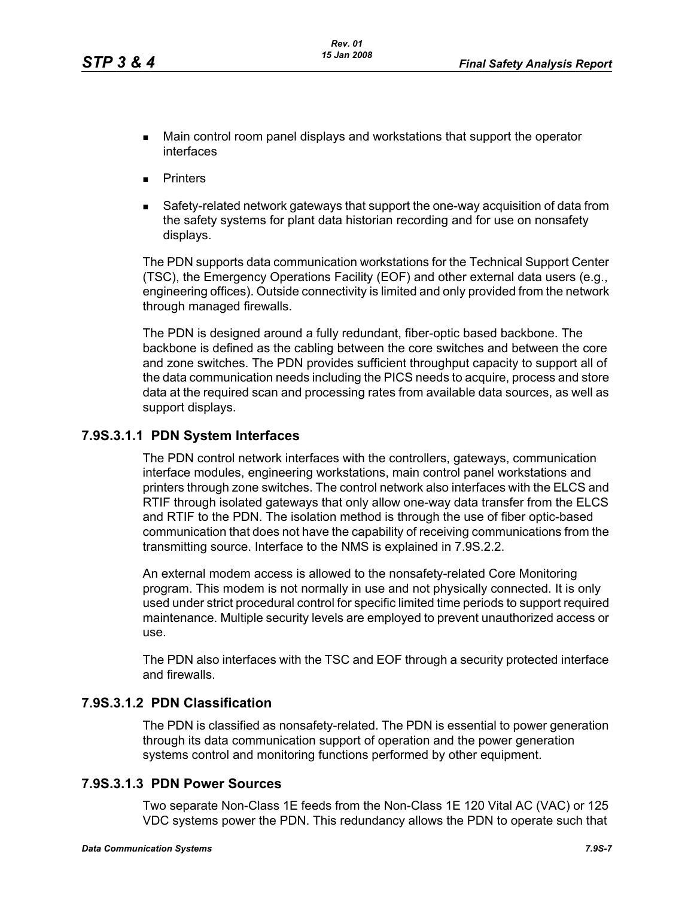- Main control room panel displays and workstations that support the operator interfaces
- Printers
- Safety-related network gateways that support the one-way acquisition of data from the safety systems for plant data historian recording and for use on nonsafety displays.

The PDN supports data communication workstations for the Technical Support Center (TSC), the Emergency Operations Facility (EOF) and other external data users (e.g., engineering offices). Outside connectivity is limited and only provided from the network through managed firewalls.

The PDN is designed around a fully redundant, fiber-optic based backbone. The backbone is defined as the cabling between the core switches and between the core and zone switches. The PDN provides sufficient throughput capacity to support all of the data communication needs including the PICS needs to acquire, process and store data at the required scan and processing rates from available data sources, as well as support displays.

### 7.9S.3.1.1 PDN System Interfaces

The PDN control network interfaces with the controllers, gateways, communication interface modules, engineering workstations, main control panel workstations and printers through zone switches. The control network also interfaces with the ELCS and RTIF through isolated gateways that only allow one-way data transfer from the ELCS and RTIF to the PDN. The isolation method is through the use of fiber optic-based communication that does not have the capability of receiving communications from the transmitting source. Interface to the NMS is explained in 7.9S.2.2.

An external modem access is allowed to the nonsafety-related Core Monitoring program. This modem is not normally in use and not physically connected. It is only used under strict procedural control for specific limited time periods to support required maintenance. Multiple security levels are employed to prevent unauthorized access or use.

The PDN also interfaces with the TSC and EOF through a security protected interface and firewalls.

### 7.9S.3.1.2 PDN Classification

The PDN is classified as nonsafety-related. The PDN is essential to power generation through its data communication support of operation and the power generation systems control and monitoring functions performed by other equipment.

### 7.9S.3.1.3 PDN Power Sources

Two separate Non-Class 1E feeds from the Non-Class 1E 120 Vital AC (VAC) or 125 VDC systems power the PDN. This redundancy allows the PDN to operate such that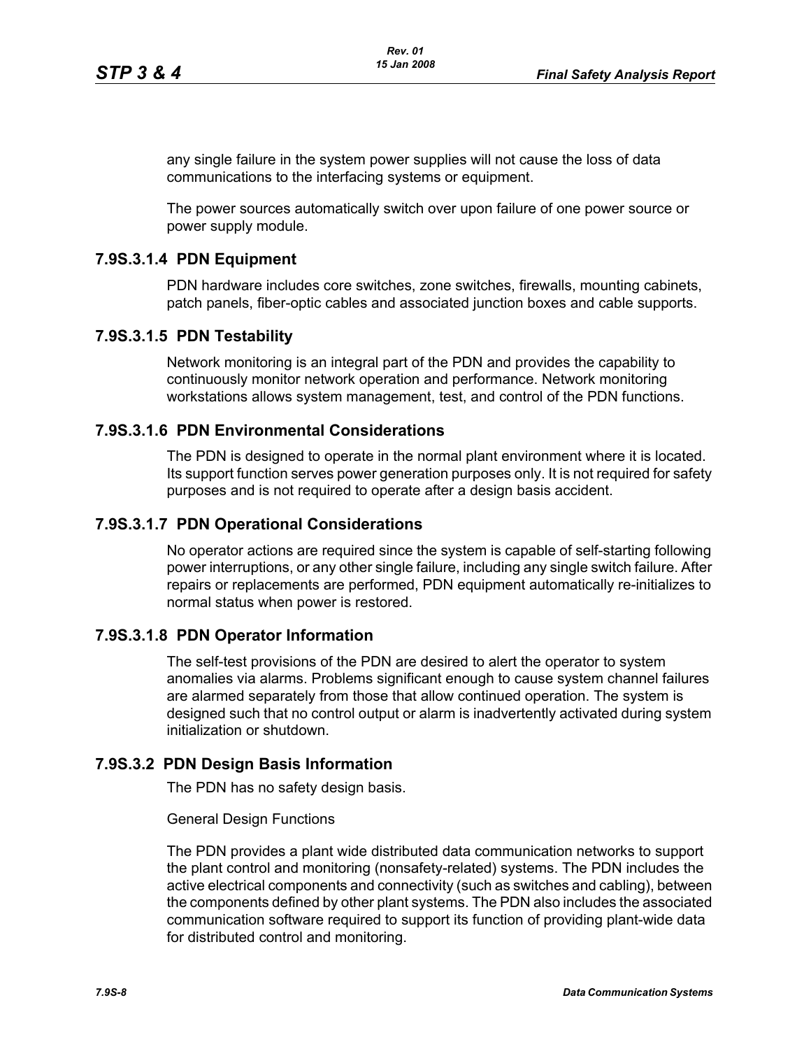any single failure in the system power supplies will not cause the loss of data communications to the interfacing systems or equipment.

The power sources automatically switch over upon failure of one power source or power supply module.

### 7.9S.3.1.4 PDN Equipment

PDN hardware includes core switches, zone switches, firewalls, mounting cabinets, patch panels, fiber-optic cables and associated junction boxes and cable supports.

### 7.9S.3.1.5 PDN Testability

Network monitoring is an integral part of the PDN and provides the capability to continuously monitor network operation and performance. Network monitoring workstations allows system management, test, and control of the PDN functions.

### 7.9S.3.1.6 PDN Environmental Considerations

The PDN is designed to operate in the normal plant environment where it is located. Its support function serves power generation purposes only. It is not required for safety purposes and is not required to operate after a design basis accident.

### 7.9S.3.1.7 PDN Operational Considerations

No operator actions are required since the system is capable of self-starting following power interruptions, or any other single failure, including any single switch failure. After repairs or replacements are performed, PDN equipment automatically re-initializes to normal status when power is restored.

### 7.9S.3.1.8 PDN Operator Information

The self-test provisions of the PDN are desired to alert the operator to system anomalies via alarms. Problems significant enough to cause system channel failures are alarmed separately from those that allow continued operation. The system is designed such that no control output or alarm is inadvertently activated during system initialization or shutdown.

## 7.9S.3.2 PDN Design Basis Information

The PDN has no safety design basis.

General Design Functions

The PDN provides a plant wide distributed data communication networks to support the plant control and monitoring (nonsafety-related) systems. The PDN includes the active electrical components and connectivity (such as switches and cabling), between the components defined by other plant systems. The PDN also includes the associated communication software required to support its function of providing plant-wide data for distributed control and monitoring.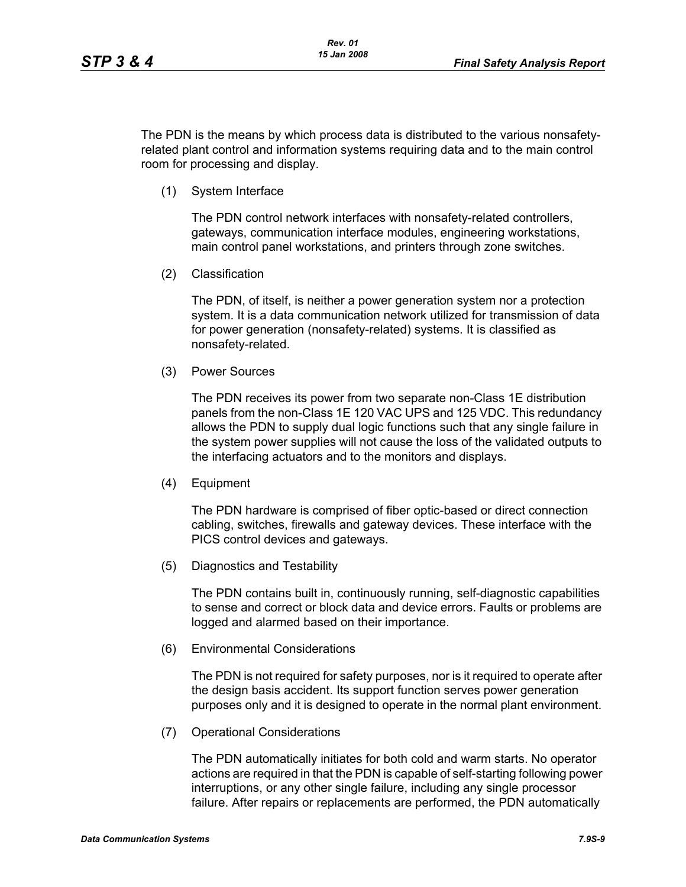The PDN is the means by which process data is distributed to the various nonsafety-related plant control and information systems requiring data and to the main control room for processing and display.

(1) System Interface

The PDN control network interfaces with nonsafety-related controllers, gateways, communication interface modules, engineering workstations, main control panel workstations, and printers through zone switches.

(2) Classification

The PDN, of itself, is neither a power generation system nor a protection system. It is a data communication network utilized for transmission of data for power generation (nonsafety-related) systems. It is classified as nonsafety-related.

(3) Power Sources

The PDN receives its power from two separate non-Class 1E distribution panels from the non-Class 1E 120 VAC UPS and 125 VDC. This redundancy allows the PDN to supply dual logic functions such that any single failure in the system power supplies will not cause the loss of the validated outputs to the interfacing actuators and to the monitors and displays.

(4) Equipment

The PDN hardware is comprised of fiber optic-based or direct connection cabling, switches, firewalls and gateway devices. These interface with the PICS control devices and gateways.

(5) Diagnostics and Testability

The PDN contains built in, continuously running, self-diagnostic capabilities to sense and correct or block data and device errors. Faults or problems are logged and alarmed based on their importance.

(6) Environmental Considerations

The PDN is not required for safety purposes, nor is it required to operate after the design basis accident. Its support function serves power generation purposes only and it is designed to operate in the normal plant environment.

(7) Operational Considerations

The PDN automatically initiates for both cold and warm starts. No operator actions are required in that the PDN is capable of self-starting following power interruptions, or any other single failure, including any single processor failure. After repairs or replacements are performed, the PDN automatically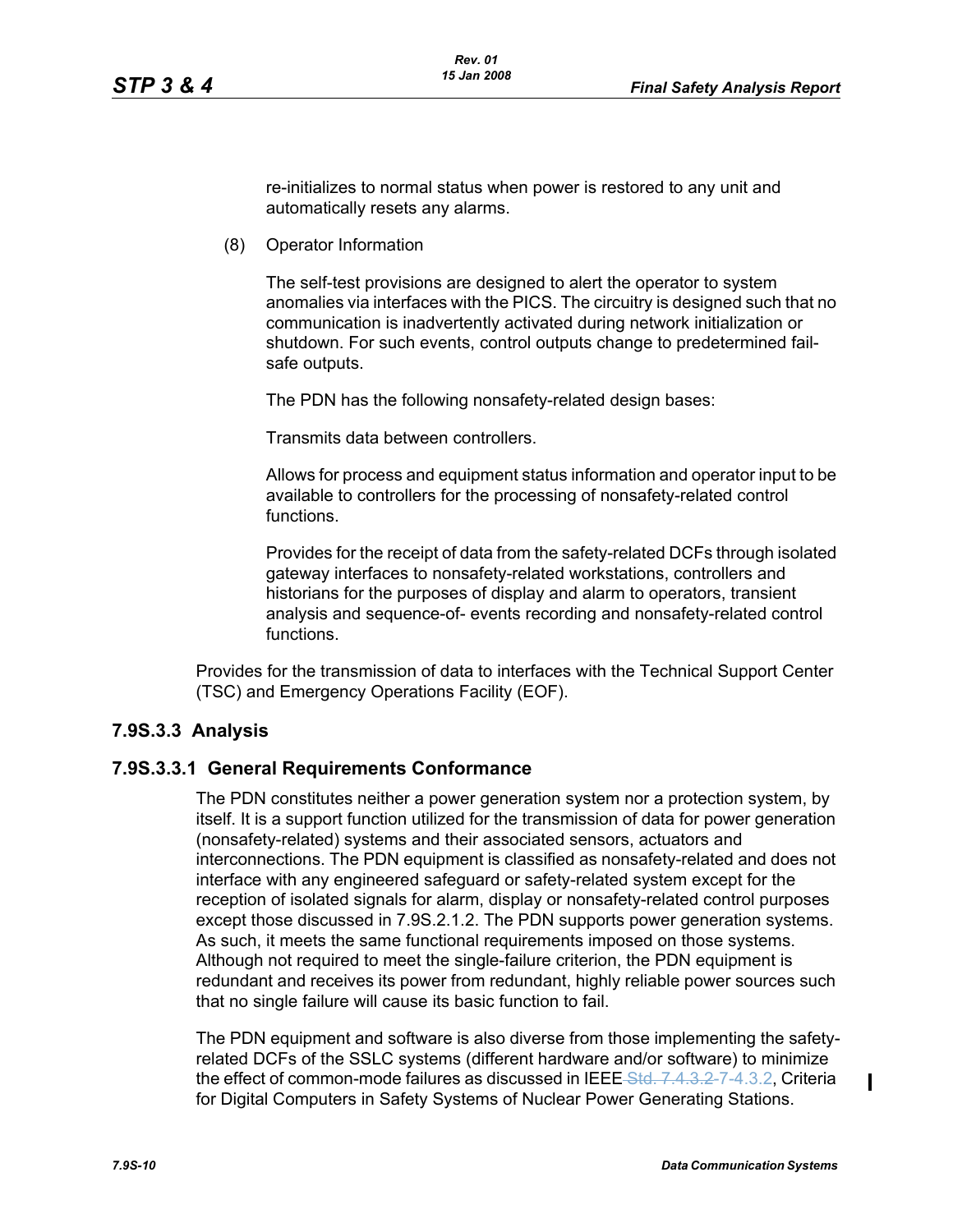re-initializes to normal status when power is restored to any unit and automatically resets any alarms.

(8) Operator Information

The self-test provisions are designed to alert the operator to system anomalies via interfaces with the PICS. The circuitry is designed such that no communication is inadvertently activated during network initialization or shutdown. For such events, control outputs change to predetermined fail-safe outputs.

The PDN has the following nonsafety-related design bases:

Transmits data between controllers.

Allows for process and equipment status information and operator input to be available to controllers for the processing of nonsafety-related control functions.

Provides for the receipt of data from the safety-related DCFs through isolated gateway interfaces to nonsafety-related workstations, controllers and historians for the purposes of display and alarm to operators, transient analysis and sequence-of- events recording and nonsafety-related control functions.

Provides for the transmission of data to interfaces with the Technical Support Center (TSC) and Emergency Operations Facility (EOF).

### 7.9S.3.3 Analysis

### 7.9S.3.3.1 General Requirements Conformance

The PDN constitutes neither a power generation system nor a protection system, by itself. It is a support function utilized for the transmission of data for power generation (nonsafety-related) systems and their associated sensors, actuators and interconnections. The PDN equipment is classified as nonsafety-related and does not interface with any engineered safeguard or safety-related system except for the reception of isolated signals for alarm, display or nonsafety-related control purposes except those discussed in 7.9S.2.1.2. The PDN supports power generation systems. As such, it meets the same functional requirements imposed on those systems. Although not required to meet the single-failure criterion, the PDN equipment is redundant and receives its power from redundant, highly reliable power sources such that no single failure will cause its basic function to fail.

The PDN equipment and software is also diverse from those implementing the safety-related DCFs of the SSLC systems (different hardware and/or software) to minimize the effect of common-mode failures as discussed in IEEE ~~Std. 7.4.3.2~~ 7-4.3.2, Criteria for Digital Computers in Safety Systems of Nuclear Power Generating Stations.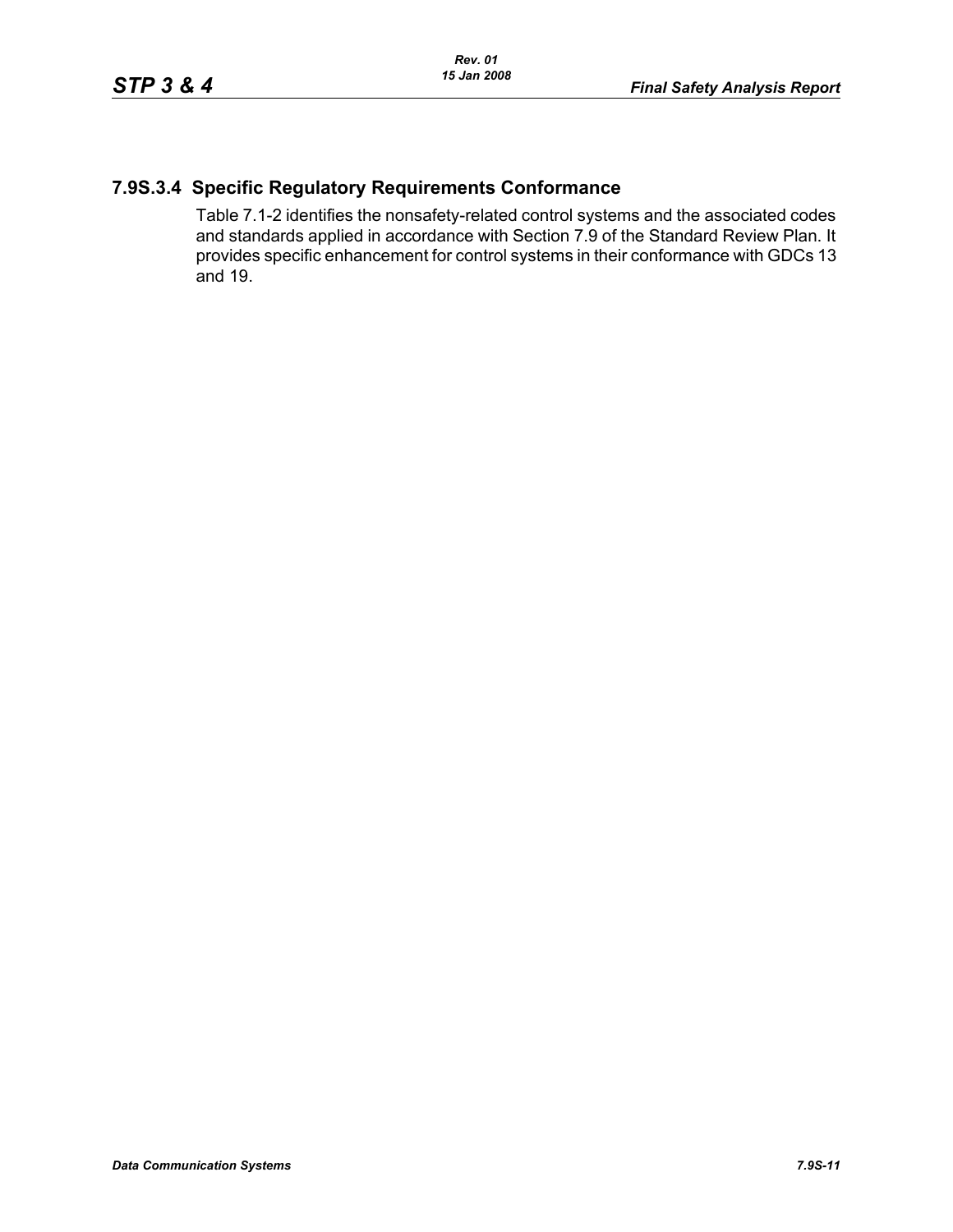### 7.9S.3.4 Specific Regulatory Requirements Conformance

Table 7.1-2 identifies the nonsafety-related control systems and the associated codes and standards applied in accordance with Section 7.9 of the Standard Review Plan. It provides specific enhancement for control systems in their conformance with GDCs 13 and 19.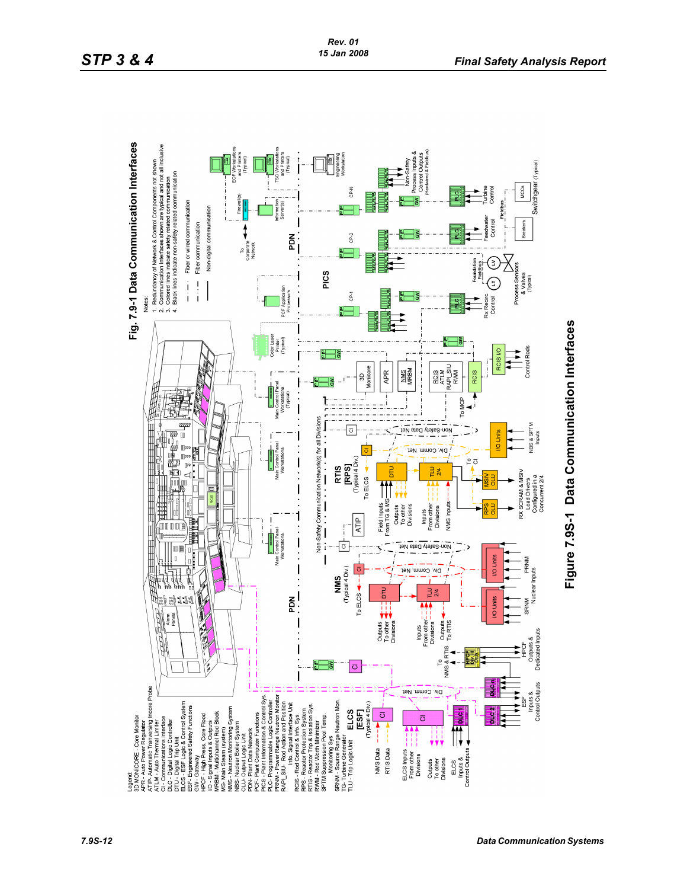Fig. 7.9-1 Data Communication Interfaces

Notes:
1. Redundancy of Network & Control Components not shown
2. Communication interfaces shown are typical and not all inclusive
3. Colored lines indicate safety related communication
4. Black lines indicate non-safety related communication

Fiber or wired communication
Fiber communication
Non-digital communication

Legend:
3D MONICORE - Core Monitor
APR - Auto Power Regulator
ATIP - Automatic Traversing Incore Probe
ATLM - Auto Thermal Limiter
CI - Communications Interface
DLC - Digital Logic Controller
DTU - Digital Trip Unit
ELCS - ESF Logic & Control System
ESF - Engineered Safety Functions
GW - Gateway
HPCF - High Press. Core Flood
I/O - Signal Inputs & Outputs
MRBM - Multichannel Rod Block
MS - Main Steam (system)
NMS - Neutron Monitoring System
NBS - Nuclear Boiler System
OLU - Output Logic Unit
PDN - Plant Data Network
PCF - Plant Computer Functions
PICS - Plant Information & Control Sys.
PLC - Programmable Logic Controller
PRNM - Power Range Neutron Monitor
RAPI_SIU - Rod Action and Position Info. Signal Interface Unit
RCIS - Rod Control & Info Sys.
RPS - Reactor Protection System
RTIS - Reactor Trip & Isolation Sys.
RWM - Rod Worth Minimizer
SPTM Suppression Pool Temp. Monitoring Sys.
SRNM - Source Range Neutron Mon.
TG - Turbine Generator
TLU - Trip Logic Unit

PDN
PICS
EOF Workstations and Printers (Typical)
TSC Workstations and Printers (Typical)
Engineering Workstation
Firewall(s)
To Corporate Network
Information Server(s)
PCF Application Processors
CP-1
CP-2
CP-N
Color Laser Printer (Typical)
Main Control Panel Workstations (Typical)
Main Control Panel Workstations
Main Control Panel Workstations
Alarm Panels
RCIS
3D Monicore
APR
NMS MRBM
RCIS ATLM RAPI SIU RWM
RCIS
RCIS I/O
Control Rods
To MCP
GW
PLC
Rx Recirc. Control
Feedwater Control
Turbine Control
Foundation Fieldbus
Fieldbus
LT
LV
Process Sensors & Valves (Typical)
Breakers
MCCs
Switchgear (Typical)
Non-Safety Process Inputs & Control Outputs (Hardwired & Fieldbus)

Non-Safety Communication Network(s) for all Divisions
RTIS [RPS] (Typical 4 Div.)
CI
Non-Safety Data Net.
Div. Comm. Net.
DTU
TLU 2/4
To ELCS
To CI
I/O Units
NBS & SPTM Inputs
MSIV OLU
RPS OLU
Rx SCRAM & MSIV Load Drivers Configured in a Concurrent 2/4
ATIP
Field Inputs From TG & MS
Outputs To other Divisions
Inputs From other Divisions
NMS Inputs

NMS (Typical 4 Div.)
CI
Non-Safety Data Net.
Div. Comm. Net.
DTU
TLU 2/4
To ELCS
Outputs To other Divisions
Inputs From other Divisions
Outputs To RTIS
I/O Units
I/O Units
SRNM Nuclear Inputs
PRNM

PDN
GW
CI
To NMS & RTIS
HPCF Div. I Only
HPCF Outputs & Dedicated Inputs
Div. Comm. Net.
ELCS [ESF] (Typical 4 Div.)
CI
CI
NMS Data
RTIS Data
ELCS Inputs From other Divisions
Outputs To other Divisions
ELCS Inputs & Control Outputs
DLC 1
DLC 2
DLC N
ESF Inputs & Control Outputs

Figure 7.9S-1 Data Communication Interfaces